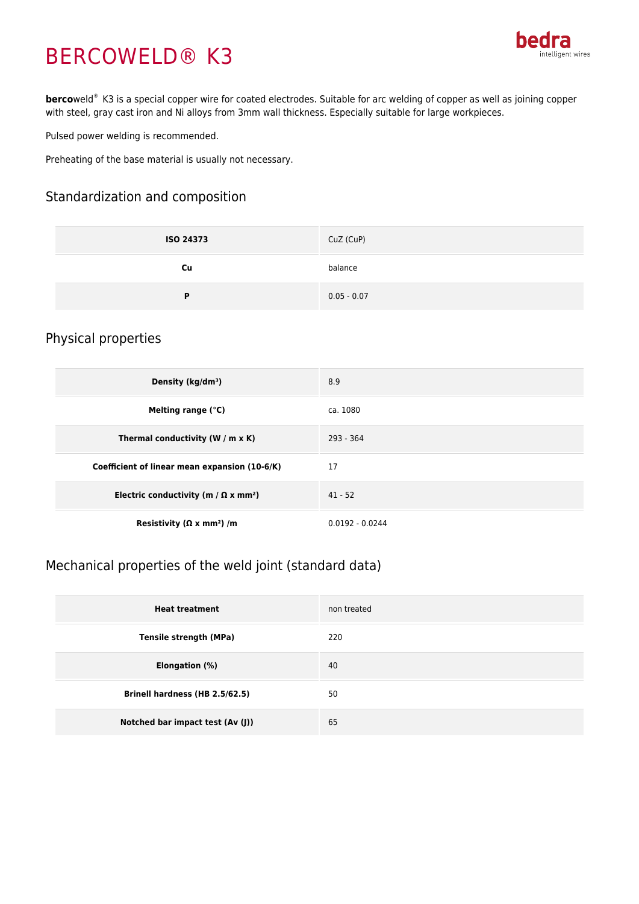# BERCOWELD® K3

**berco**weld® K3 is a special copper wire for coated electrodes. Suitable for arc welding of copper as well as joining copper with steel, gray cast iron and Ni alloys from 3mm wall thickness. Especially suitable for large workpieces.

Pulsed power welding is recommended.

Preheating of the base material is usually not necessary.

## Standardization and composition

| | |
|---|---|
| **ISO 24373** | CuZ (CuP) |
| **Cu** | balance |
| **P** | 0.05 - 0.07 |

## Physical properties

| | |
|---|---|
| **Density (kg/dm³)** | 8.9 |
| **Melting range (°C)** | ca. 1080 |
| **Thermal conductivity (W / m x K)** | 293 - 364 |
| **Coefficient of linear mean expansion (10-6/K)** | 17 |
| **Electric conductivity (m / Ω x mm²)** | 41 - 52 |
| **Resistivity (Ω x mm²) /m** | 0.0192 - 0.0244 |

## Mechanical properties of the weld joint (standard data)

| | |
|---|---|
| **Heat treatment** | non treated |
| **Tensile strength (MPa)** | 220 |
| **Elongation (%)** | 40 |
| **Brinell hardness (HB 2.5/62.5)** | 50 |
| **Notched bar impact test (Av (J))** | 65 |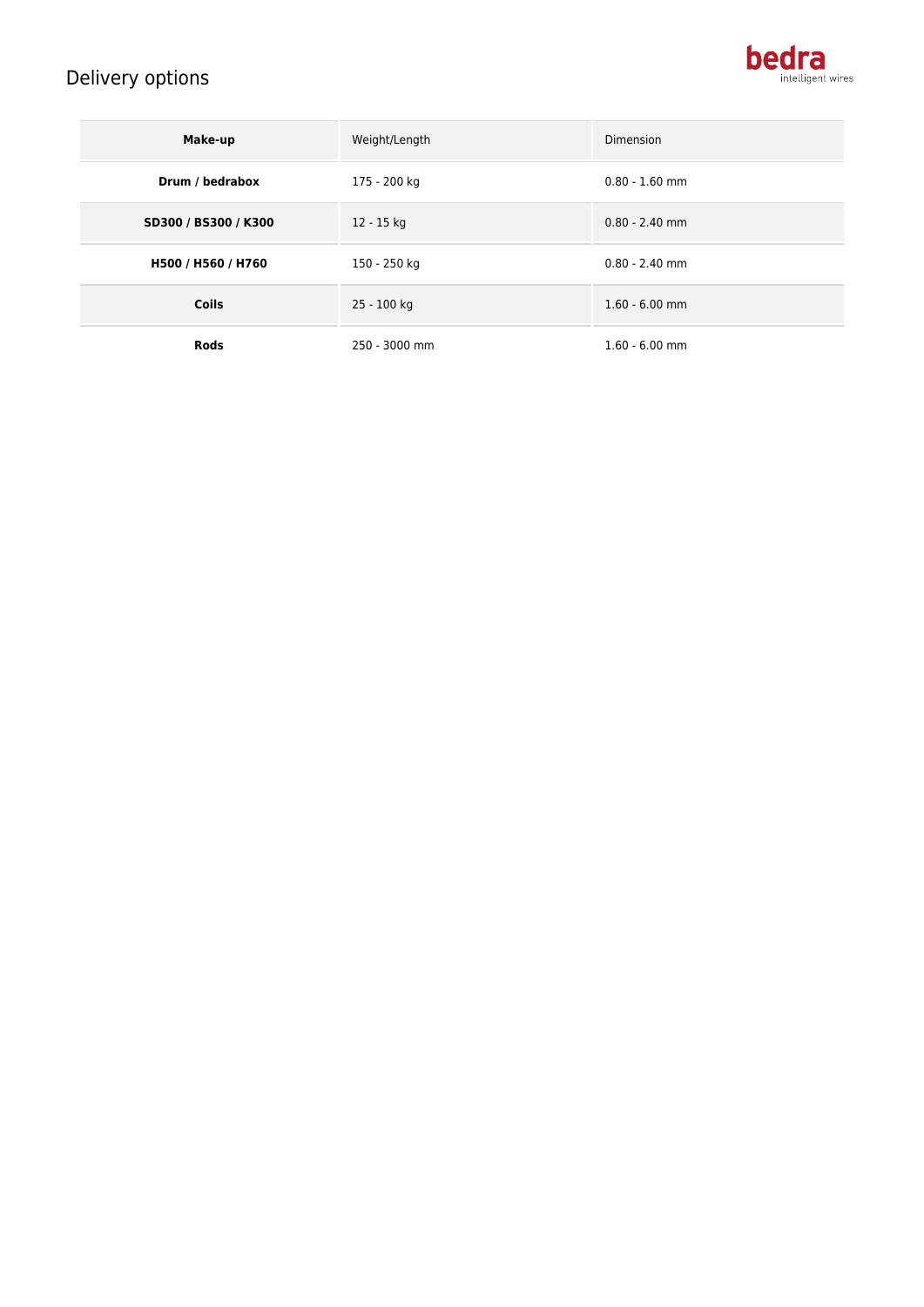## Delivery options

| Make-up | Weight/Length | Dimension |
|---|---|---|
| **Drum / bedrabox** | 175 - 200 kg | 0.80 - 1.60 mm |
| **SD300 / BS300 / K300** | 12 - 15 kg | 0.80 - 2.40 mm |
| **H500 / H560 / H760** | 150 - 250 kg | 0.80 - 2.40 mm |
| **Coils** | 25 - 100 kg | 1.60 - 6.00 mm |
| **Rods** | 250 - 3000 mm | 1.60 - 6.00 mm |